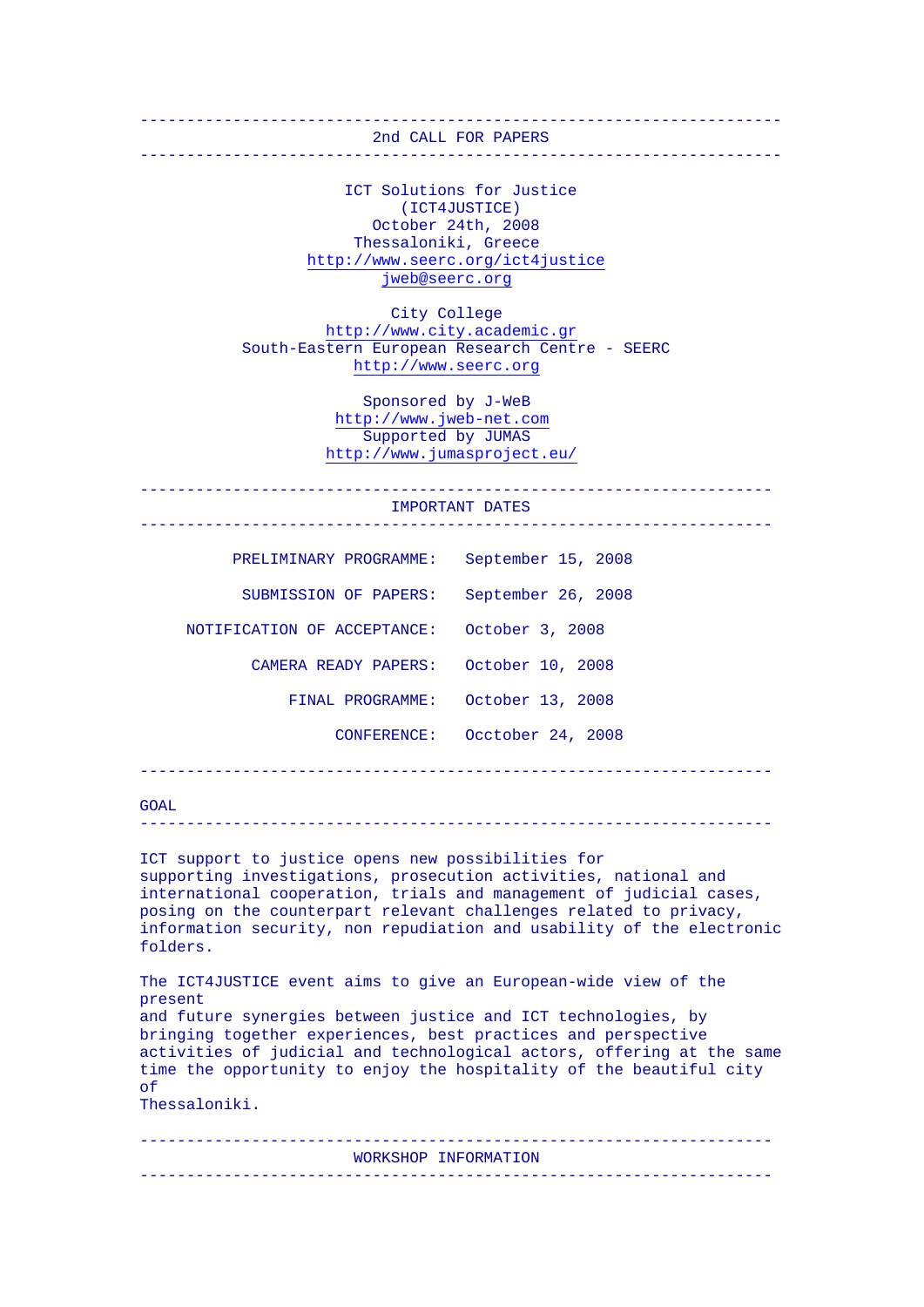# 2nd CALL FOR PAPERS

ICT Solutions for Justice
(ICT4JUSTICE)
October 24th, 2008
Thessaloniki, Greece
http://www.seerc.org/ict4justice
jweb@seerc.org

City College
http://www.city.academic.gr
South-Eastern European Research Centre - SEERC
http://www.seerc.org

Sponsored by J-WeB
http://www.jweb-net.com
Supported by JUMAS
http://www.jumasproject.eu/

## IMPORTANT DATES

| | |
|---|---|
| PRELIMINARY PROGRAMME: | September 15, 2008 |
| SUBMISSION OF PAPERS: | September 26, 2008 |
| NOTIFICATION OF ACCEPTANCE: | October 3, 2008 |
| CAMERA READY PAPERS: | October 10, 2008 |
| FINAL PROGRAMME: | October 13, 2008 |
| CONFERENCE: | Occtober 24, 2008 |

## GOAL

ICT support to justice opens new possibilities for supporting investigations, prosecution activities, national and international cooperation, trials and management of judicial cases, posing on the counterpart relevant challenges related to privacy, information security, non repudiation and usability of the electronic folders.

The ICT4JUSTICE event aims to give an European-wide view of the present and future synergies between justice and ICT technologies, by bringing together experiences, best practices and perspective activities of judicial and technological actors, offering at the same time the opportunity to enjoy the hospitality of the beautiful city of Thessaloniki.

## WORKSHOP INFORMATION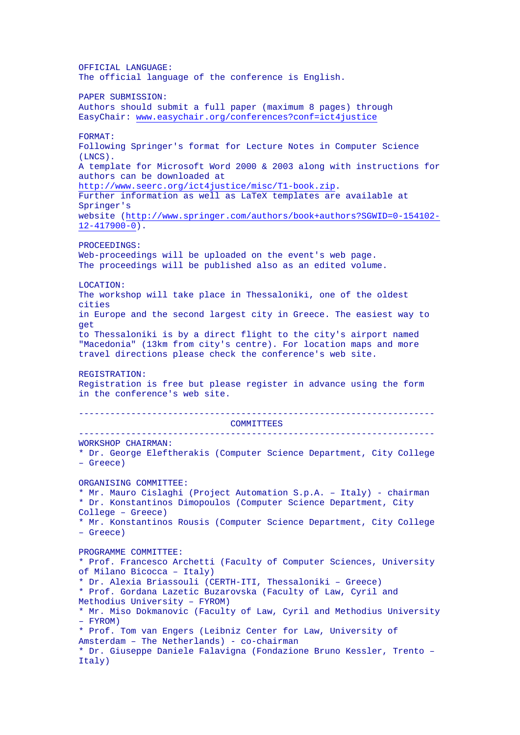OFFICIAL LANGUAGE:
The official language of the conference is English.

PAPER SUBMISSION:
Authors should submit a full paper (maximum 8 pages) through EasyChair: www.easychair.org/conferences?conf=ict4justice

FORMAT:
Following Springer's format for Lecture Notes in Computer Science (LNCS).
A template for Microsoft Word 2000 & 2003 along with instructions for authors can be downloaded at http://www.seerc.org/ict4justice/misc/T1-book.zip.
Further information as well as LaTeX templates are available at Springer's website (http://www.springer.com/authors/book+authors?SGWID=0-154102-12-417900-0).

PROCEEDINGS:
Web-proceedings will be uploaded on the event's web page.
The proceedings will be published also as an edited volume.

LOCATION:
The workshop will take place in Thessaloniki, one of the oldest cities in Europe and the second largest city in Greece. The easiest way to get to Thessaloniki is by a direct flight to the city's airport named "Macedonia" (13km from city's centre). For location maps and more travel directions please check the conference's web site.

REGISTRATION:
Registration is free but please register in advance using the form in the conference's web site.

---

## COMMITTEES

---

WORKSHOP CHAIRMAN:
* Dr. George Eleftherakis (Computer Science Department, City College – Greece)

ORGANISING COMMITTEE:
* Mr. Mauro Cislaghi (Project Automation S.p.A. – Italy) - chairman
* Dr. Konstantinos Dimopoulos (Computer Science Department, City College – Greece)
* Mr. Konstantinos Rousis (Computer Science Department, City College – Greece)

PROGRAMME COMMITTEE:
* Prof. Francesco Archetti (Faculty of Computer Sciences, University of Milano Bicocca – Italy)
* Dr. Alexia Briassouli (CERTH-ITI, Thessaloniki – Greece)
* Prof. Gordana Lazetic Buzarovska (Faculty of Law, Cyril and Methodius University – FYROM)
* Mr. Miso Dokmanovic (Faculty of Law, Cyril and Methodius University – FYROM)
* Prof. Tom van Engers (Leibniz Center for Law, University of Amsterdam – The Netherlands) - co-chairman
* Dr. Giuseppe Daniele Falavigna (Fondazione Bruno Kessler, Trento – Italy)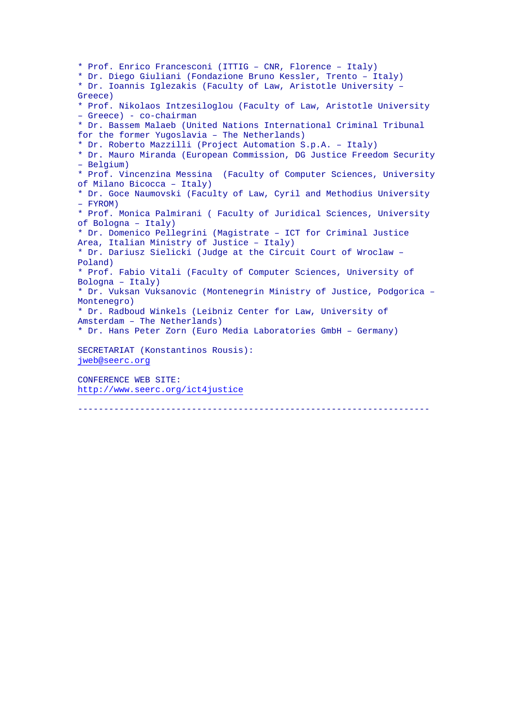* Prof. Enrico Francesconi (ITTIG – CNR, Florence – Italy)
* Dr. Diego Giuliani (Fondazione Bruno Kessler, Trento – Italy)
* Dr. Ioannis Iglezakis (Faculty of Law, Aristotle University – Greece)
* Prof. Nikolaos Intzesiloglou (Faculty of Law, Aristotle University – Greece) - co-chairman
* Dr. Bassem Malaeb (United Nations International Criminal Tribunal for the former Yugoslavia – The Netherlands)
* Dr. Roberto Mazzilli (Project Automation S.p.A. – Italy)
* Dr. Mauro Miranda (European Commission, DG Justice Freedom Security – Belgium)
* Prof. Vincenzina Messina (Faculty of Computer Sciences, University of Milano Bicocca – Italy)
* Dr. Goce Naumovski (Faculty of Law, Cyril and Methodius University – FYROM)
* Prof. Monica Palmirani ( Faculty of Juridical Sciences, University of Bologna – Italy)
* Dr. Domenico Pellegrini (Magistrate – ICT for Criminal Justice Area, Italian Ministry of Justice – Italy)
* Dr. Dariusz Sielicki (Judge at the Circuit Court of Wroclaw – Poland)
* Prof. Fabio Vitali (Faculty of Computer Sciences, University of Bologna – Italy)
* Dr. Vuksan Vuksanovic (Montenegrin Ministry of Justice, Podgorica – Montenegro)
* Dr. Radboud Winkels (Leibniz Center for Law, University of Amsterdam – The Netherlands)
* Dr. Hans Peter Zorn (Euro Media Laboratories GmbH – Germany)

SECRETARIAT (Konstantinos Rousis):
jweb@seerc.org

CONFERENCE WEB SITE:
http://www.seerc.org/ict4justice

--------------------------------------------------------------------